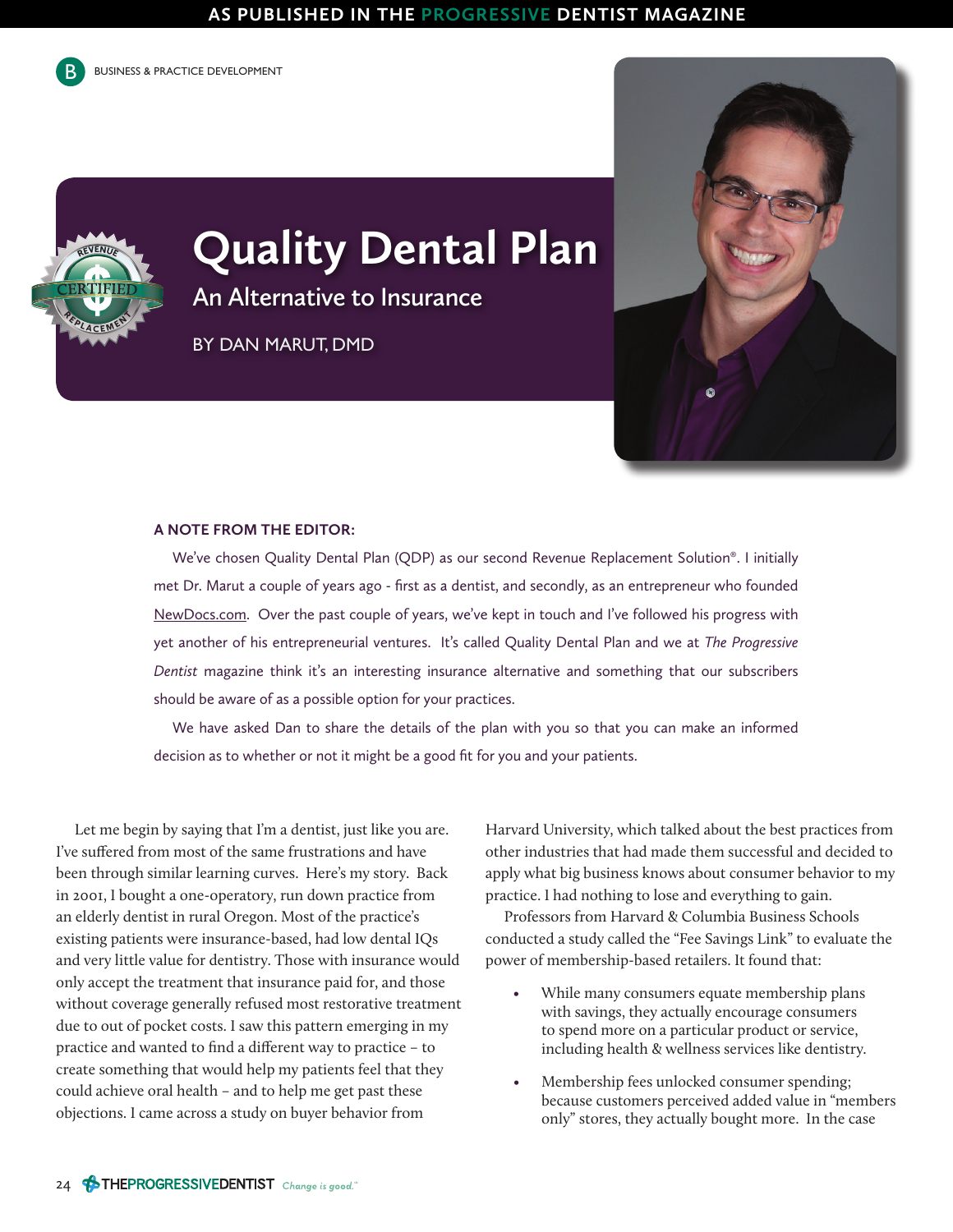BUSINESS & PRACTICE DEVELOPMENT

# Quality Dental Plan

## An Alternative to Insurance

BY DAN MARUT, DMD

**A NOTE FROM THE EDITOR:**

We've chosen Quality Dental Plan (QDP) as our second Revenue Replacement Solution®. I initially met Dr. Marut a couple of years ago - first as a dentist, and secondly, as an entrepreneur who founded NewDocs.com. Over the past couple of years, we've kept in touch and I've followed his progress with yet another of his entrepreneurial ventures. It's called Quality Dental Plan and we at *The Progressive Dentist* magazine think it's an interesting insurance alternative and something that our subscribers should be aware of as a possible option for your practices.

We have asked Dan to share the details of the plan with you so that you can make an informed decision as to whether or not it might be a good fit for you and your patients.

Let me begin by saying that I'm a dentist, just like you are. I've suffered from most of the same frustrations and have been through similar learning curves. Here's my story. Back in 2001, I bought a one-operatory, run down practice from an elderly dentist in rural Oregon. Most of the practice's existing patients were insurance-based, had low dental IQs and very little value for dentistry. Those with insurance would only accept the treatment that insurance paid for, and those without coverage generally refused most restorative treatment due to out of pocket costs. I saw this pattern emerging in my practice and wanted to find a different way to practice – to create something that would help my patients feel that they could achieve oral health – and to help me get past these objections. I came across a study on buyer behavior from Harvard University, which talked about the best practices from other industries that had made them successful and decided to apply what big business knows about consumer behavior to my practice. I had nothing to lose and everything to gain.

Professors from Harvard & Columbia Business Schools conducted a study called the "Fee Savings Link" to evaluate the power of membership-based retailers. It found that:

- While many consumers equate membership plans with savings, they actually encourage consumers to spend more on a particular product or service, including health & wellness services like dentistry.
- Membership fees unlocked consumer spending; because customers perceived added value in "members only" stores, they actually bought more. In the case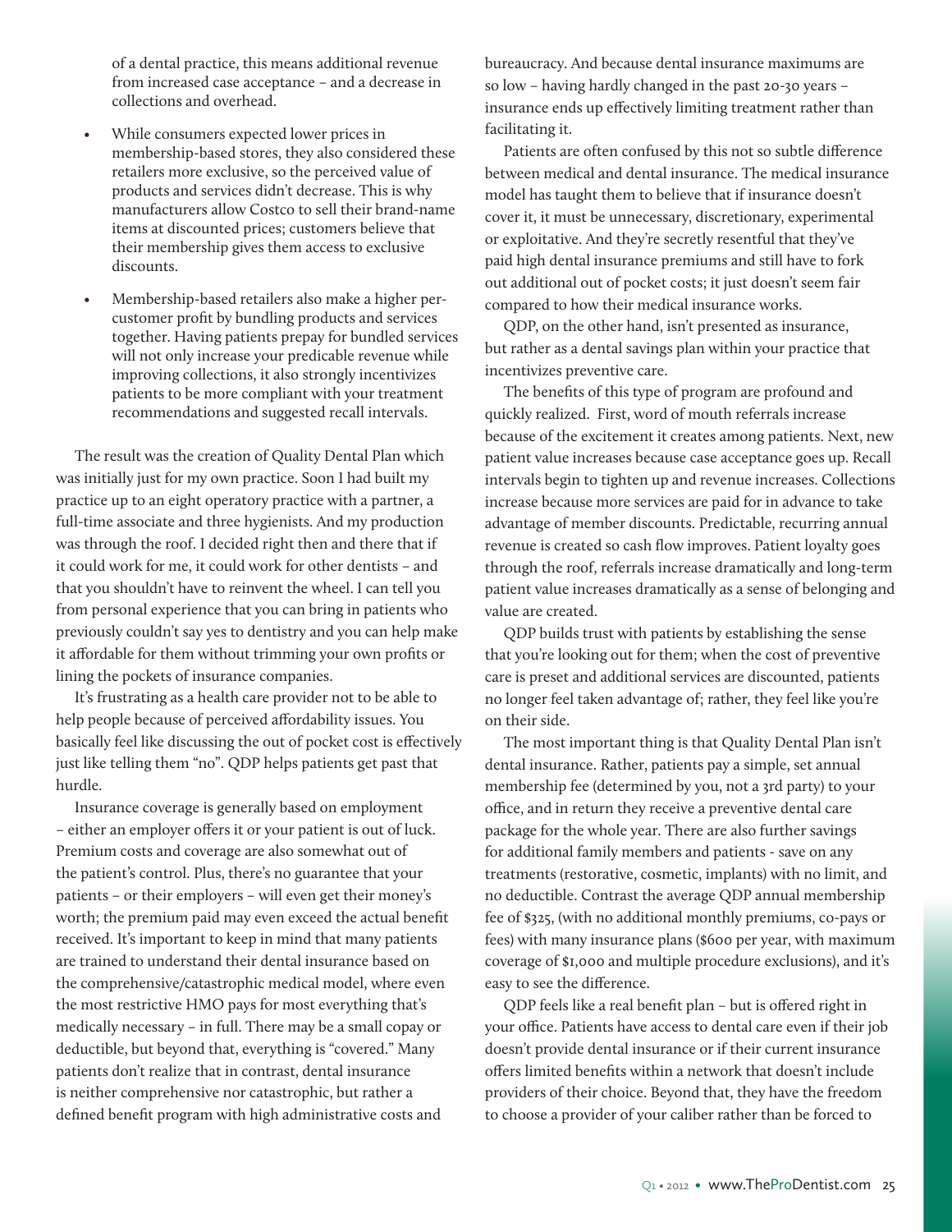of a dental practice, this means additional revenue from increased case acceptance – and a decrease in collections and overhead.

- While consumers expected lower prices in membership-based stores, they also considered these retailers more exclusive, so the perceived value of products and services didn't decrease. This is why manufacturers allow Costco to sell their brand-name items at discounted prices; customers believe that their membership gives them access to exclusive discounts.
- Membership-based retailers also make a higher per-customer profit by bundling products and services together. Having patients prepay for bundled services will not only increase your predicable revenue while improving collections, it also strongly incentivizes patients to be more compliant with your treatment recommendations and suggested recall intervals.

The result was the creation of Quality Dental Plan which was initially just for my own practice. Soon I had built my practice up to an eight operatory practice with a partner, a full-time associate and three hygienists. And my production was through the roof. I decided right then and there that if it could work for me, it could work for other dentists – and that you shouldn't have to reinvent the wheel. I can tell you from personal experience that you can bring in patients who previously couldn't say yes to dentistry and you can help make it affordable for them without trimming your own profits or lining the pockets of insurance companies.

It's frustrating as a health care provider not to be able to help people because of perceived affordability issues. You basically feel like discussing the out of pocket cost is effectively just like telling them "no". QDP helps patients get past that hurdle.

Insurance coverage is generally based on employment – either an employer offers it or your patient is out of luck. Premium costs and coverage are also somewhat out of the patient's control. Plus, there's no guarantee that your patients – or their employers – will even get their money's worth; the premium paid may even exceed the actual benefit received. It's important to keep in mind that many patients are trained to understand their dental insurance based on the comprehensive/catastrophic medical model, where even the most restrictive HMO pays for most everything that's medically necessary – in full. There may be a small copay or deductible, but beyond that, everything is "covered." Many patients don't realize that in contrast, dental insurance is neither comprehensive nor catastrophic, but rather a defined benefit program with high administrative costs and bureaucracy. And because dental insurance maximums are so low – having hardly changed in the past 20-30 years – insurance ends up effectively limiting treatment rather than facilitating it.

Patients are often confused by this not so subtle difference between medical and dental insurance. The medical insurance model has taught them to believe that if insurance doesn't cover it, it must be unnecessary, discretionary, experimental or exploitative. And they're secretly resentful that they've paid high dental insurance premiums and still have to fork out additional out of pocket costs; it just doesn't seem fair compared to how their medical insurance works.

QDP, on the other hand, isn't presented as insurance, but rather as a dental savings plan within your practice that incentivizes preventive care.

The benefits of this type of program are profound and quickly realized. First, word of mouth referrals increase because of the excitement it creates among patients. Next, new patient value increases because case acceptance goes up. Recall intervals begin to tighten up and revenue increases. Collections increase because more services are paid for in advance to take advantage of member discounts. Predictable, recurring annual revenue is created so cash flow improves. Patient loyalty goes through the roof, referrals increase dramatically and long-term patient value increases dramatically as a sense of belonging and value are created.

QDP builds trust with patients by establishing the sense that you're looking out for them; when the cost of preventive care is preset and additional services are discounted, patients no longer feel taken advantage of; rather, they feel like you're on their side.

The most important thing is that Quality Dental Plan isn't dental insurance. Rather, patients pay a simple, set annual membership fee (determined by you, not a 3rd party) to your office, and in return they receive a preventive dental care package for the whole year. There are also further savings for additional family members and patients - save on any treatments (restorative, cosmetic, implants) with no limit, and no deductible. Contrast the average QDP annual membership fee of $325, (with no additional monthly premiums, co-pays or fees) with many insurance plans ($600 per year, with maximum coverage of $1,000 and multiple procedure exclusions), and it's easy to see the difference.

QDP feels like a real benefit plan – but is offered right in your office. Patients have access to dental care even if their job doesn't provide dental insurance or if their current insurance offers limited benefits within a network that doesn't include providers of their choice. Beyond that, they have the freedom to choose a provider of your caliber rather than be forced to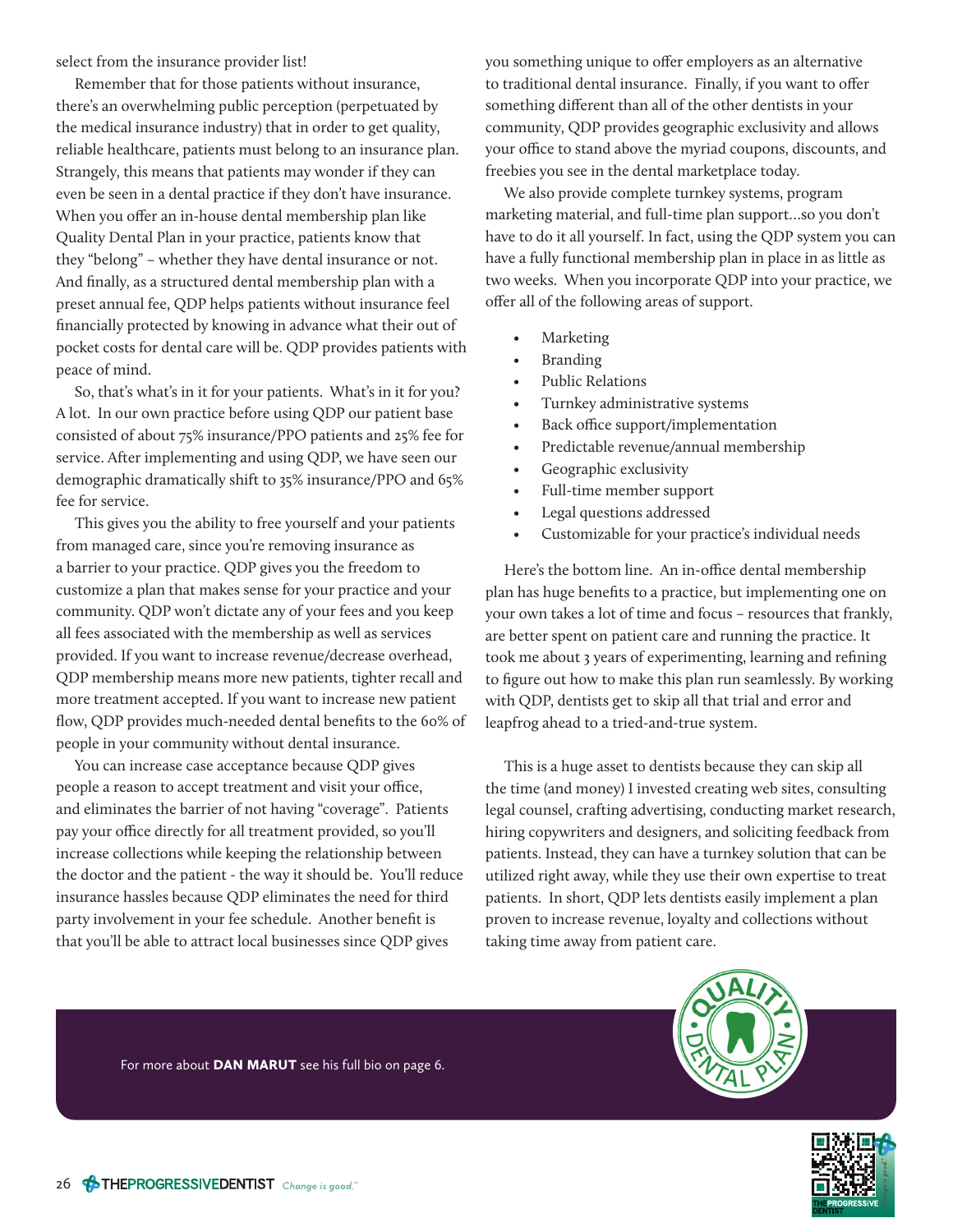select from the insurance provider list!

Remember that for those patients without insurance, there's an overwhelming public perception (perpetuated by the medical insurance industry) that in order to get quality, reliable healthcare, patients must belong to an insurance plan. Strangely, this means that patients may wonder if they can even be seen in a dental practice if they don't have insurance. When you offer an in-house dental membership plan like Quality Dental Plan in your practice, patients know that they "belong" – whether they have dental insurance or not. And finally, as a structured dental membership plan with a preset annual fee, QDP helps patients without insurance feel financially protected by knowing in advance what their out of pocket costs for dental care will be. QDP provides patients with peace of mind.

So, that's what's in it for your patients. What's in it for you? A lot. In our own practice before using QDP our patient base consisted of about 75% insurance/PPO patients and 25% fee for service. After implementing and using QDP, we have seen our demographic dramatically shift to 35% insurance/PPO and 65% fee for service.

This gives you the ability to free yourself and your patients from managed care, since you're removing insurance as a barrier to your practice. QDP gives you the freedom to customize a plan that makes sense for your practice and your community. QDP won't dictate any of your fees and you keep all fees associated with the membership as well as services provided. If you want to increase revenue/decrease overhead, QDP membership means more new patients, tighter recall and more treatment accepted. If you want to increase new patient flow, QDP provides much-needed dental benefits to the 60% of people in your community without dental insurance.

You can increase case acceptance because QDP gives people a reason to accept treatment and visit your office, and eliminates the barrier of not having "coverage". Patients pay your office directly for all treatment provided, so you'll increase collections while keeping the relationship between the doctor and the patient - the way it should be. You'll reduce insurance hassles because QDP eliminates the need for third party involvement in your fee schedule. Another benefit is that you'll be able to attract local businesses since QDP gives you something unique to offer employers as an alternative to traditional dental insurance. Finally, if you want to offer something different than all of the other dentists in your community, QDP provides geographic exclusivity and allows your office to stand above the myriad coupons, discounts, and freebies you see in the dental marketplace today.

We also provide complete turnkey systems, program marketing material, and full-time plan support…so you don't have to do it all yourself. In fact, using the QDP system you can have a fully functional membership plan in place in as little as two weeks. When you incorporate QDP into your practice, we offer all of the following areas of support.

- Marketing
- Branding
- Public Relations
- Turnkey administrative systems
- Back office support/implementation
- Predictable revenue/annual membership
- Geographic exclusivity
- Full-time member support
- Legal questions addressed
- Customizable for your practice's individual needs

Here's the bottom line. An in-office dental membership plan has huge benefits to a practice, but implementing one on your own takes a lot of time and focus – resources that frankly, are better spent on patient care and running the practice. It took me about 3 years of experimenting, learning and refining to figure out how to make this plan run seamlessly. By working with QDP, dentists get to skip all that trial and error and leapfrog ahead to a tried-and-true system.

This is a huge asset to dentists because they can skip all the time (and money) I invested creating web sites, consulting legal counsel, crafting advertising, conducting market research, hiring copywriters and designers, and soliciting feedback from patients. Instead, they can have a turnkey solution that can be utilized right away, while they use their own expertise to treat patients. In short, QDP lets dentists easily implement a plan proven to increase revenue, loyalty and collections without taking time away from patient care.

For more about **DAN MARUT** see his full bio on page 6.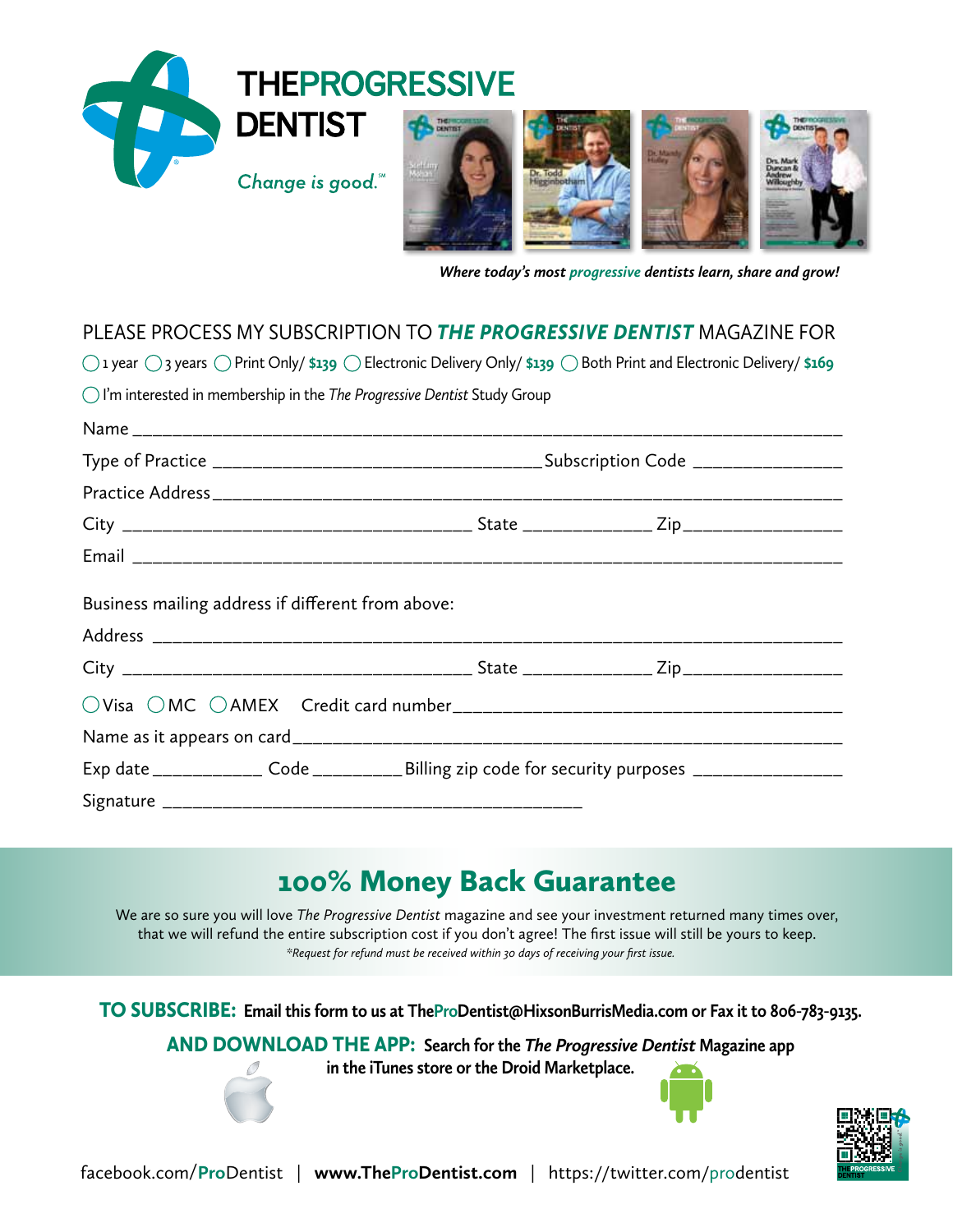# THEPROGRESSIVE DENTIST

*Change is good.*℠

***Where today's most progressive dentists learn, share and grow!***

PLEASE PROCESS MY SUBSCRIPTION TO ***THE PROGRESSIVE DENTIST*** MAGAZINE FOR

◯ 1 year ◯ 3 years ◯ Print Only/ **$139** ◯ Electronic Delivery Only/ **$139** ◯ Both Print and Electronic Delivery/ **$169**

◯ I'm interested in membership in the *The Progressive Dentist* Study Group

Name ______________________________________________________________________

Type of Practice _________________________________ Subscription Code _______________

Practice Address ______________________________________________________________

City ___________________________________ State _____________ Zip________________

Email ______________________________________________________________________

Business mailing address if different from above:

Address ____________________________________________________________________

City ___________________________________ State _____________ Zip________________

◯ Visa ◯ MC ◯ AMEX Credit card number_____________________________________

Name as it appears on card___________________________________________________

Exp date ___________ Code _________ Billing zip code for security purposes _______________

Signature __________________________________________

## 100% Money Back Guarantee

We are so sure you will love *The Progressive Dentist* magazine and see your investment returned many times over, that we will refund the entire subscription cost if you don't agree! The first issue will still be yours to keep.

*\*Request for refund must be received within 30 days of receiving your first issue.*

**TO SUBSCRIBE: Email this form to us at TheProDentist@HixsonBurrisMedia.com or Fax it to 806-783-9135.**

**AND DOWNLOAD THE APP: Search for the *The Progressive Dentist* Magazine app in the iTunes store or the Droid Marketplace.**

facebook.com/ProDentist | **www.TheProDentist.com** | https://twitter.com/prodentist